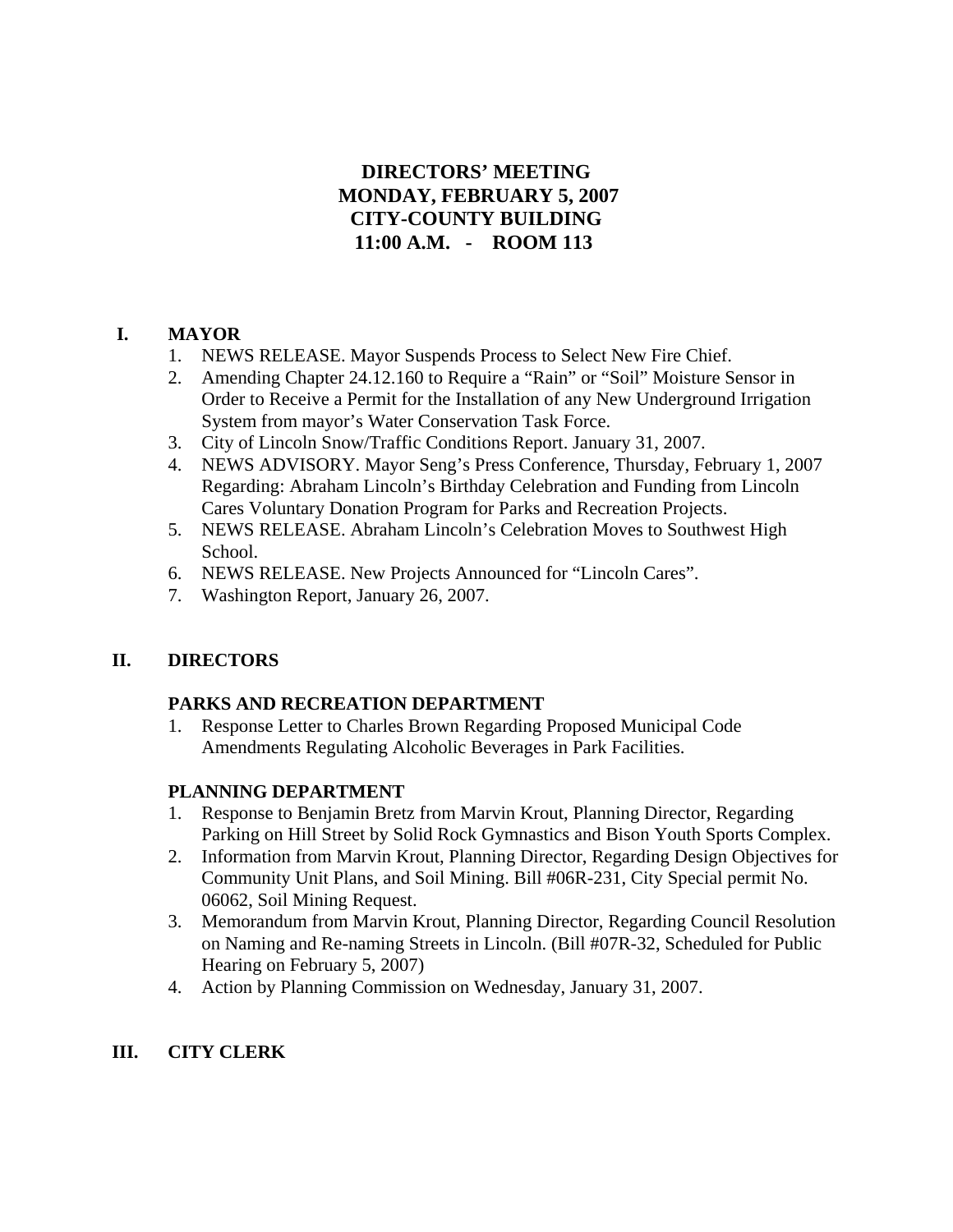# DIRECTORS' MEETING
# MONDAY, FEBRUARY 5, 2007
# CITY-COUNTY BUILDING
# 11:00 A.M. - ROOM 113

## I. MAYOR

1. NEWS RELEASE. Mayor Suspends Process to Select New Fire Chief.
2. Amending Chapter 24.12.160 to Require a "Rain" or "Soil" Moisture Sensor in Order to Receive a Permit for the Installation of any New Underground Irrigation System from mayor's Water Conservation Task Force.
3. City of Lincoln Snow/Traffic Conditions Report. January 31, 2007.
4. NEWS ADVISORY. Mayor Seng's Press Conference, Thursday, February 1, 2007 Regarding: Abraham Lincoln's Birthday Celebration and Funding from Lincoln Cares Voluntary Donation Program for Parks and Recreation Projects.
5. NEWS RELEASE. Abraham Lincoln's Celebration Moves to Southwest High School.
6. NEWS RELEASE. New Projects Announced for "Lincoln Cares".
7. Washington Report, January 26, 2007.

## II. DIRECTORS

### PARKS AND RECREATION DEPARTMENT

1. Response Letter to Charles Brown Regarding Proposed Municipal Code Amendments Regulating Alcoholic Beverages in Park Facilities.

### PLANNING DEPARTMENT

1. Response to Benjamin Bretz from Marvin Krout, Planning Director, Regarding Parking on Hill Street by Solid Rock Gymnastics and Bison Youth Sports Complex.
2. Information from Marvin Krout, Planning Director, Regarding Design Objectives for Community Unit Plans, and Soil Mining. Bill #06R-231, City Special permit No. 06062, Soil Mining Request.
3. Memorandum from Marvin Krout, Planning Director, Regarding Council Resolution on Naming and Re-naming Streets in Lincoln. (Bill #07R-32, Scheduled for Public Hearing on February 5, 2007)
4. Action by Planning Commission on Wednesday, January 31, 2007.

## III. CITY CLERK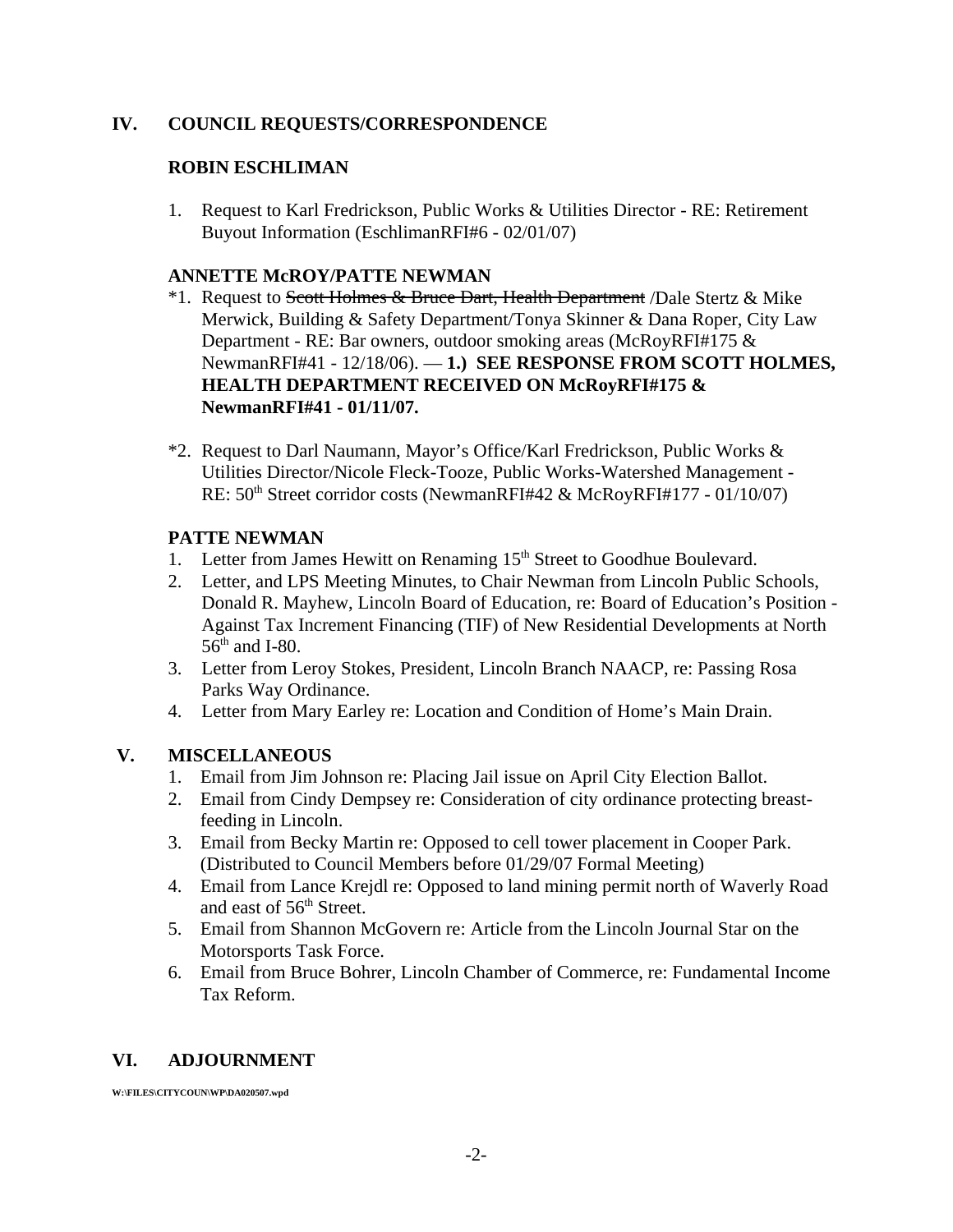## IV. COUNCIL REQUESTS/CORRESPONDENCE

### ROBIN ESCHLIMAN

1. Request to Karl Fredrickson, Public Works & Utilities Director - RE: Retirement Buyout Information (EschlimanRFI#6 - 02/01/07)

### ANNETTE McROY/PATTE NEWMAN

*1. Request to ~~Scott Holmes & Bruce Dart, Health Department~~ /Dale Stertz & Mike Merwick, Building & Safety Department/Tonya Skinner & Dana Roper, City Law Department - RE: Bar owners, outdoor smoking areas (McRoyRFI#175 & NewmanRFI#41 - 12/18/06). — **1.) SEE RESPONSE FROM SCOTT HOLMES, HEALTH DEPARTMENT RECEIVED ON McRoyRFI#175 & NewmanRFI#41 - 01/11/07.**

*2. Request to Darl Naumann, Mayor's Office/Karl Fredrickson, Public Works & Utilities Director/Nicole Fleck-Tooze, Public Works-Watershed Management - RE: 50th Street corridor costs (NewmanRFI#42 & McRoyRFI#177 - 01/10/07)

### PATTE NEWMAN

1. Letter from James Hewitt on Renaming 15th Street to Goodhue Boulevard.
2. Letter, and LPS Meeting Minutes, to Chair Newman from Lincoln Public Schools, Donald R. Mayhew, Lincoln Board of Education, re: Board of Education's Position - Against Tax Increment Financing (TIF) of New Residential Developments at North 56th and I-80.
3. Letter from Leroy Stokes, President, Lincoln Branch NAACP, re: Passing Rosa Parks Way Ordinance.
4. Letter from Mary Earley re: Location and Condition of Home's Main Drain.

## V. MISCELLANEOUS

1. Email from Jim Johnson re: Placing Jail issue on April City Election Ballot.
2. Email from Cindy Dempsey re: Consideration of city ordinance protecting breast-feeding in Lincoln.
3. Email from Becky Martin re: Opposed to cell tower placement in Cooper Park. (Distributed to Council Members before 01/29/07 Formal Meeting)
4. Email from Lance Krejdl re: Opposed to land mining permit north of Waverly Road and east of 56th Street.
5. Email from Shannon McGovern re: Article from the Lincoln Journal Star on the Motorsports Task Force.
6. Email from Bruce Bohrer, Lincoln Chamber of Commerce, re: Fundamental Income Tax Reform.

## VI. ADJOURNMENT

W:\FILES\CITYCOUN\WP\DA020507.wpd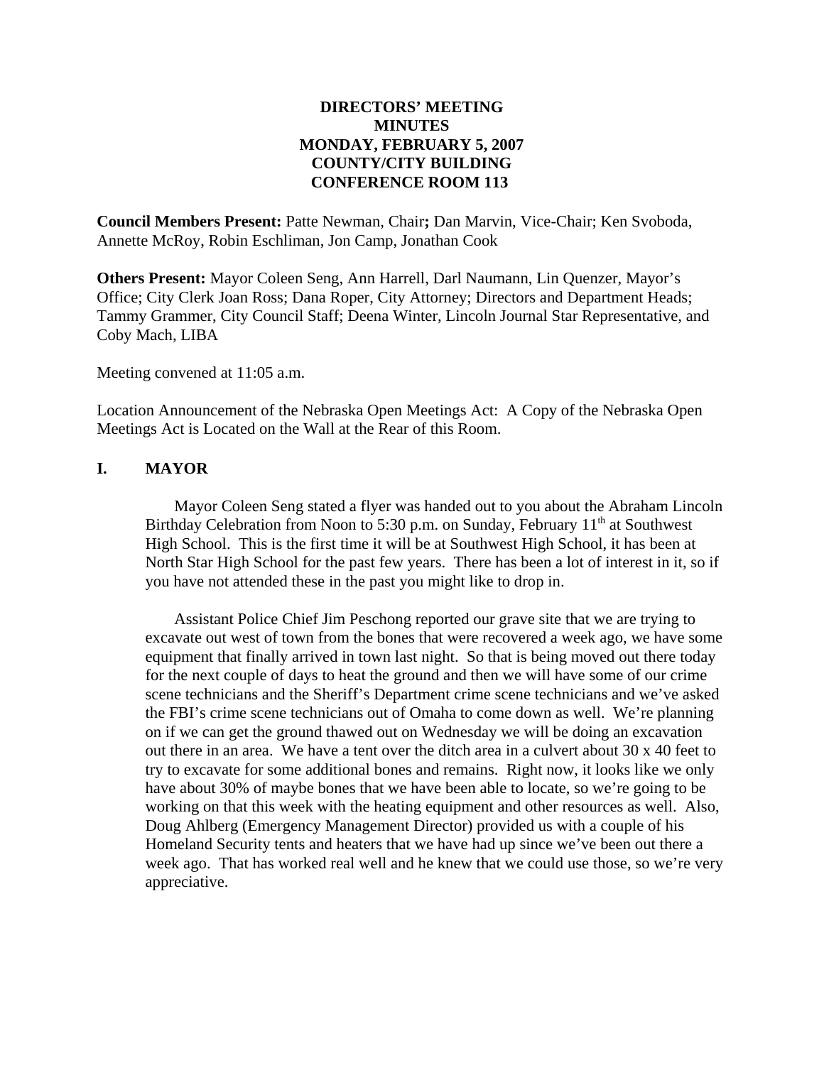**DIRECTORS' MEETING**
**MINUTES**
**MONDAY, FEBRUARY 5, 2007**
**COUNTY/CITY BUILDING**
**CONFERENCE ROOM 113**

**Council Members Present:** Patte Newman, Chair**;** Dan Marvin, Vice-Chair; Ken Svoboda, Annette McRoy, Robin Eschliman, Jon Camp, Jonathan Cook

**Others Present:** Mayor Coleen Seng, Ann Harrell, Darl Naumann, Lin Quenzer, Mayor's Office; City Clerk Joan Ross; Dana Roper, City Attorney; Directors and Department Heads; Tammy Grammer, City Council Staff; Deena Winter, Lincoln Journal Star Representative, and Coby Mach, LIBA

Meeting convened at 11:05 a.m.

Location Announcement of the Nebraska Open Meetings Act: A Copy of the Nebraska Open Meetings Act is Located on the Wall at the Rear of this Room.

## I. MAYOR

Mayor Coleen Seng stated a flyer was handed out to you about the Abraham Lincoln Birthday Celebration from Noon to 5:30 p.m. on Sunday, February 11th at Southwest High School. This is the first time it will be at Southwest High School, it has been at North Star High School for the past few years. There has been a lot of interest in it, so if you have not attended these in the past you might like to drop in.

Assistant Police Chief Jim Peschong reported our grave site that we are trying to excavate out west of town from the bones that were recovered a week ago, we have some equipment that finally arrived in town last night. So that is being moved out there today for the next couple of days to heat the ground and then we will have some of our crime scene technicians and the Sheriff's Department crime scene technicians and we've asked the FBI's crime scene technicians out of Omaha to come down as well. We're planning on if we can get the ground thawed out on Wednesday we will be doing an excavation out there in an area. We have a tent over the ditch area in a culvert about 30 x 40 feet to try to excavate for some additional bones and remains. Right now, it looks like we only have about 30% of maybe bones that we have been able to locate, so we're going to be working on that this week with the heating equipment and other resources as well. Also, Doug Ahlberg (Emergency Management Director) provided us with a couple of his Homeland Security tents and heaters that we have had up since we've been out there a week ago. That has worked real well and he knew that we could use those, so we're very appreciative.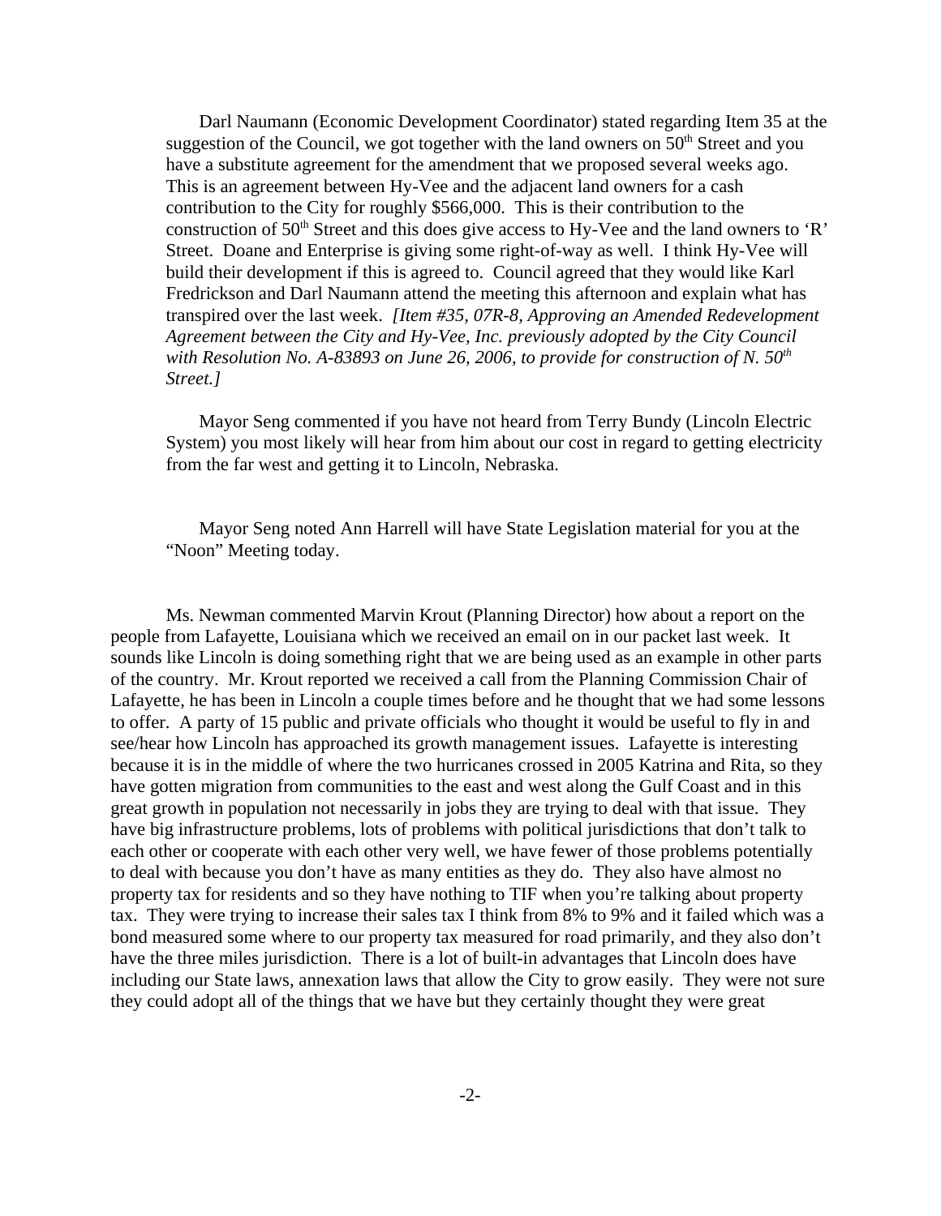Darl Naumann (Economic Development Coordinator) stated regarding Item 35 at the suggestion of the Council, we got together with the land owners on 50th Street and you have a substitute agreement for the amendment that we proposed several weeks ago. This is an agreement between Hy-Vee and the adjacent land owners for a cash contribution to the City for roughly $566,000. This is their contribution to the construction of 50th Street and this does give access to Hy-Vee and the land owners to 'R' Street. Doane and Enterprise is giving some right-of-way as well. I think Hy-Vee will build their development if this is agreed to. Council agreed that they would like Karl Fredrickson and Darl Naumann attend the meeting this afternoon and explain what has transpired over the last week. *[Item #35, 07R-8, Approving an Amended Redevelopment Agreement between the City and Hy-Vee, Inc. previously adopted by the City Council with Resolution No. A-83893 on June 26, 2006, to provide for construction of N. 50th Street.]*

Mayor Seng commented if you have not heard from Terry Bundy (Lincoln Electric System) you most likely will hear from him about our cost in regard to getting electricity from the far west and getting it to Lincoln, Nebraska.

Mayor Seng noted Ann Harrell will have State Legislation material for you at the "Noon" Meeting today.

Ms. Newman commented Marvin Krout (Planning Director) how about a report on the people from Lafayette, Louisiana which we received an email on in our packet last week. It sounds like Lincoln is doing something right that we are being used as an example in other parts of the country. Mr. Krout reported we received a call from the Planning Commission Chair of Lafayette, he has been in Lincoln a couple times before and he thought that we had some lessons to offer. A party of 15 public and private officials who thought it would be useful to fly in and see/hear how Lincoln has approached its growth management issues. Lafayette is interesting because it is in the middle of where the two hurricanes crossed in 2005 Katrina and Rita, so they have gotten migration from communities to the east and west along the Gulf Coast and in this great growth in population not necessarily in jobs they are trying to deal with that issue. They have big infrastructure problems, lots of problems with political jurisdictions that don't talk to each other or cooperate with each other very well, we have fewer of those problems potentially to deal with because you don't have as many entities as they do. They also have almost no property tax for residents and so they have nothing to TIF when you're talking about property tax. They were trying to increase their sales tax I think from 8% to 9% and it failed which was a bond measured some where to our property tax measured for road primarily, and they also don't have the three miles jurisdiction. There is a lot of built-in advantages that Lincoln does have including our State laws, annexation laws that allow the City to grow easily. They were not sure they could adopt all of the things that we have but they certainly thought they were great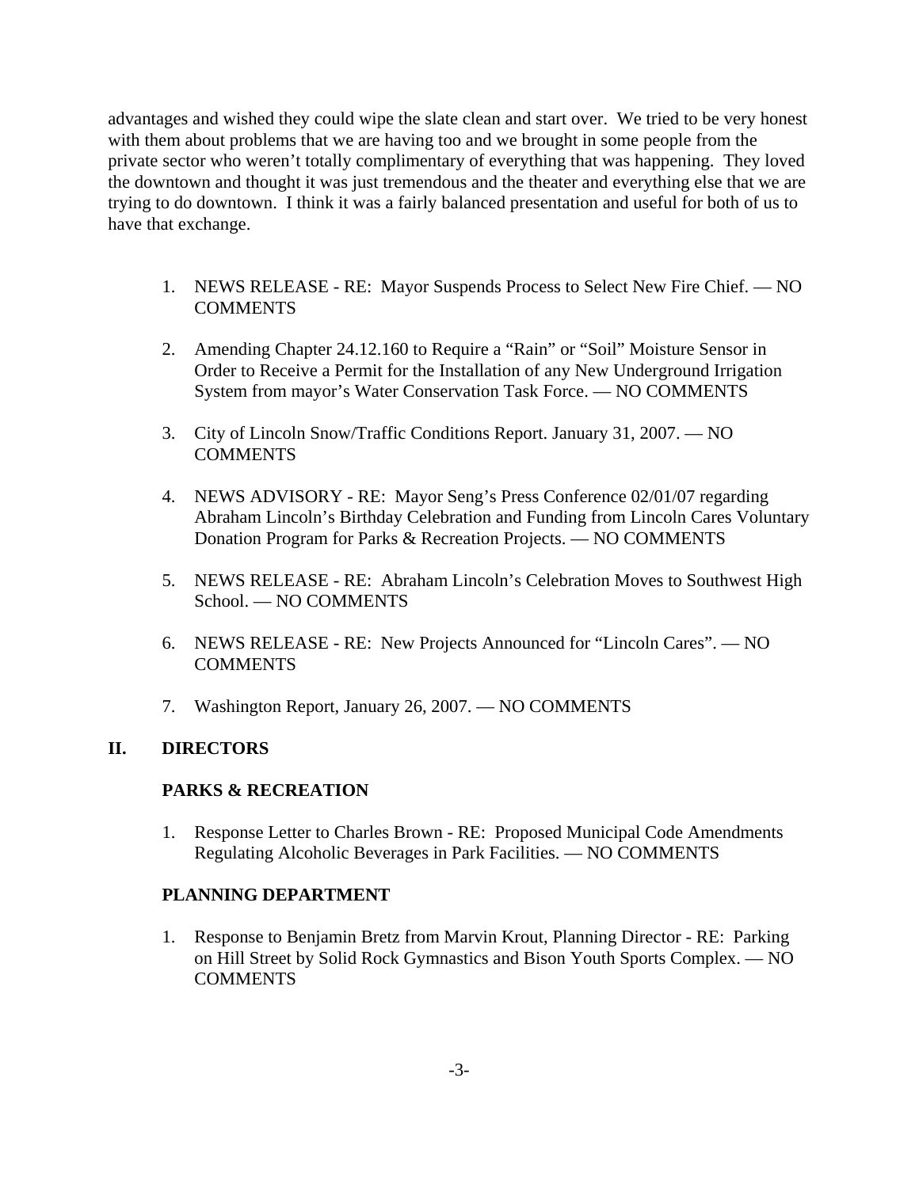advantages and wished they could wipe the slate clean and start over. We tried to be very honest with them about problems that we are having too and we brought in some people from the private sector who weren't totally complimentary of everything that was happening. They loved the downtown and thought it was just tremendous and the theater and everything else that we are trying to do downtown. I think it was a fairly balanced presentation and useful for both of us to have that exchange.

1. NEWS RELEASE - RE: Mayor Suspends Process to Select New Fire Chief. — NO COMMENTS

2. Amending Chapter 24.12.160 to Require a "Rain" or "Soil" Moisture Sensor in Order to Receive a Permit for the Installation of any New Underground Irrigation System from mayor's Water Conservation Task Force. — NO COMMENTS

3. City of Lincoln Snow/Traffic Conditions Report. January 31, 2007. — NO COMMENTS

4. NEWS ADVISORY - RE: Mayor Seng's Press Conference 02/01/07 regarding Abraham Lincoln's Birthday Celebration and Funding from Lincoln Cares Voluntary Donation Program for Parks & Recreation Projects. — NO COMMENTS

5. NEWS RELEASE - RE: Abraham Lincoln's Celebration Moves to Southwest High School. — NO COMMENTS

6. NEWS RELEASE - RE: New Projects Announced for "Lincoln Cares". — NO COMMENTS

7. Washington Report, January 26, 2007. — NO COMMENTS

## II. DIRECTORS

### PARKS & RECREATION

1. Response Letter to Charles Brown - RE: Proposed Municipal Code Amendments Regulating Alcoholic Beverages in Park Facilities. — NO COMMENTS

### PLANNING DEPARTMENT

1. Response to Benjamin Bretz from Marvin Krout, Planning Director - RE: Parking on Hill Street by Solid Rock Gymnastics and Bison Youth Sports Complex. — NO COMMENTS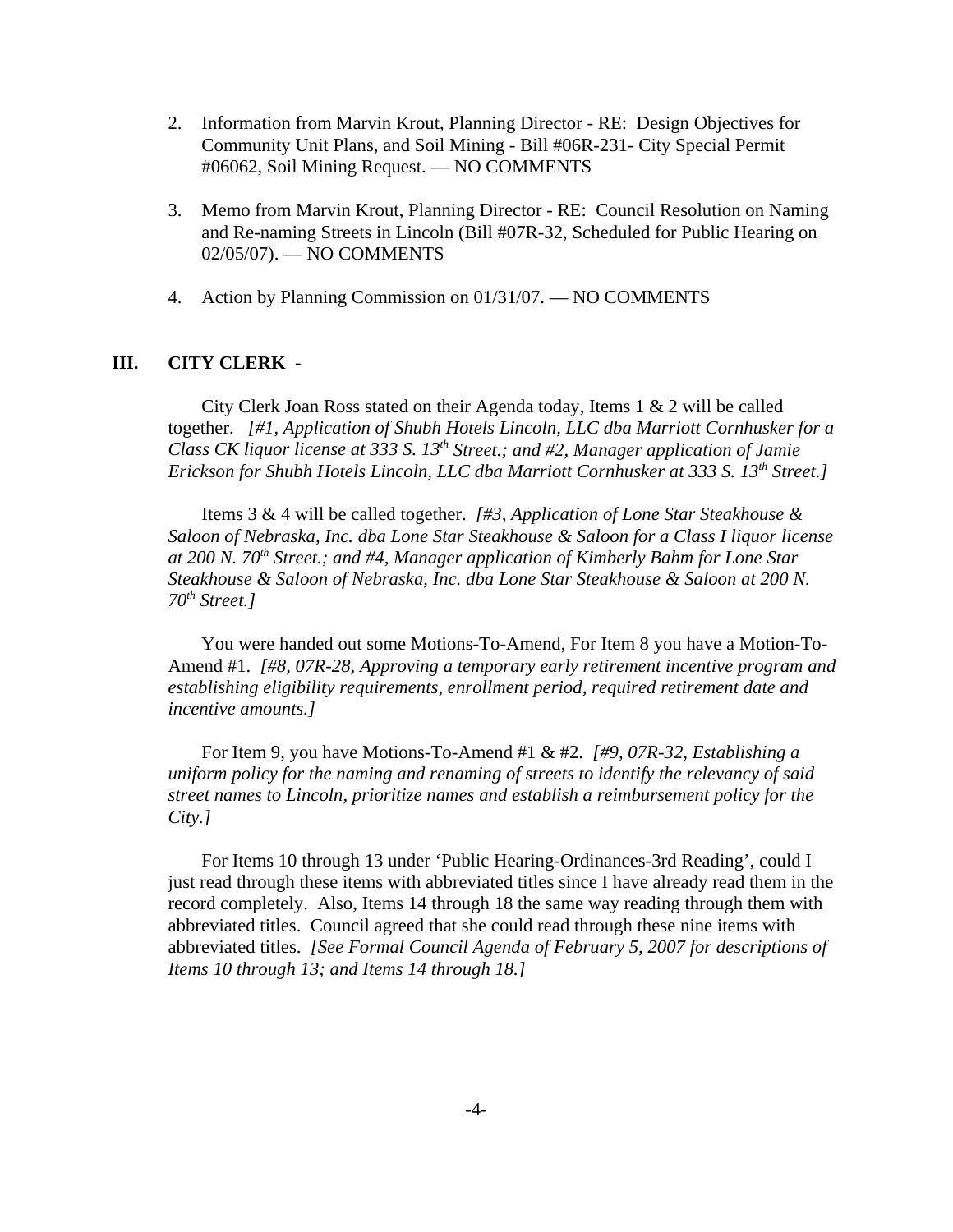2. Information from Marvin Krout, Planning Director - RE: Design Objectives for Community Unit Plans, and Soil Mining - Bill #06R-231- City Special Permit #06062, Soil Mining Request. — NO COMMENTS

3. Memo from Marvin Krout, Planning Director - RE: Council Resolution on Naming and Re-naming Streets in Lincoln (Bill #07R-32, Scheduled for Public Hearing on 02/05/07). — NO COMMENTS

4. Action by Planning Commission on 01/31/07. — NO COMMENTS

## III. CITY CLERK -

City Clerk Joan Ross stated on their Agenda today, Items 1 & 2 will be called together. *[#1, Application of Shubh Hotels Lincoln, LLC dba Marriott Cornhusker for a Class CK liquor license at 333 S. 13th Street.; and #2, Manager application of Jamie Erickson for Shubh Hotels Lincoln, LLC dba Marriott Cornhusker at 333 S. 13th Street.]*

Items 3 & 4 will be called together. *[#3, Application of Lone Star Steakhouse & Saloon of Nebraska, Inc. dba Lone Star Steakhouse & Saloon for a Class I liquor license at 200 N. 70th Street.; and #4, Manager application of Kimberly Bahm for Lone Star Steakhouse & Saloon of Nebraska, Inc. dba Lone Star Steakhouse & Saloon at 200 N. 70th Street.]*

You were handed out some Motions-To-Amend, For Item 8 you have a Motion-To-Amend #1. *[#8, 07R-28, Approving a temporary early retirement incentive program and establishing eligibility requirements, enrollment period, required retirement date and incentive amounts.]*

For Item 9, you have Motions-To-Amend #1 & #2. *[#9, 07R-32, Establishing a uniform policy for the naming and renaming of streets to identify the relevancy of said street names to Lincoln, prioritize names and establish a reimbursement policy for the City.]*

For Items 10 through 13 under 'Public Hearing-Ordinances-3rd Reading', could I just read through these items with abbreviated titles since I have already read them in the record completely. Also, Items 14 through 18 the same way reading through them with abbreviated titles. Council agreed that she could read through these nine items with abbreviated titles. *[See Formal Council Agenda of February 5, 2007 for descriptions of Items 10 through 13; and Items 14 through 18.]*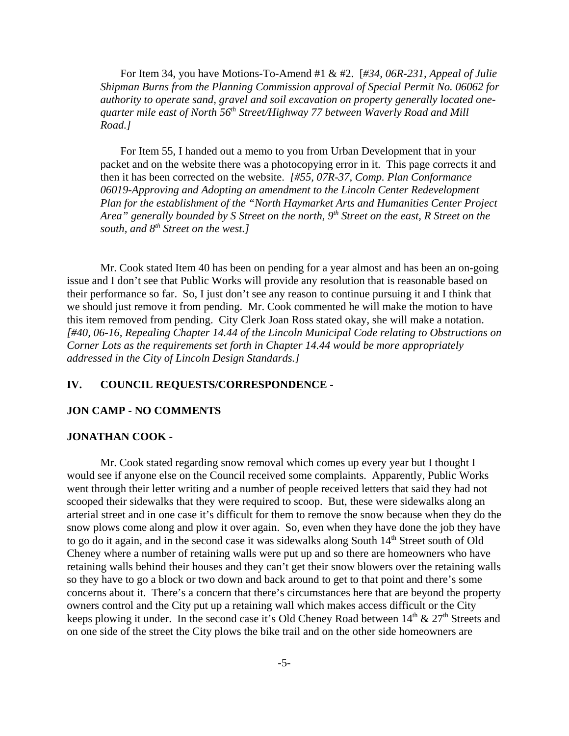For Item 34, you have Motions-To-Amend #1 & #2. [*#34, 06R-231, Appeal of Julie Shipman Burns from the Planning Commission approval of Special Permit No. 06062 for authority to operate sand, gravel and soil excavation on property generally located one-quarter mile east of North 56th Street/Highway 77 between Waverly Road and Mill Road.]*

For Item 55, I handed out a memo to you from Urban Development that in your packet and on the website there was a photocopying error in it. This page corrects it and then it has been corrected on the website. *[#55, 07R-37, Comp. Plan Conformance 06019-Approving and Adopting an amendment to the Lincoln Center Redevelopment Plan for the establishment of the "North Haymarket Arts and Humanities Center Project Area" generally bounded by S Street on the north, 9th Street on the east, R Street on the south, and 8th Street on the west.]*

Mr. Cook stated Item 40 has been on pending for a year almost and has been an on-going issue and I don't see that Public Works will provide any resolution that is reasonable based on their performance so far. So, I just don't see any reason to continue pursuing it and I think that we should just remove it from pending. Mr. Cook commented he will make the motion to have this item removed from pending. City Clerk Joan Ross stated okay, she will make a notation. *[#40, 06-16, Repealing Chapter 14.44 of the Lincoln Municipal Code relating to Obstructions on Corner Lots as the requirements set forth in Chapter 14.44 would be more appropriately addressed in the City of Lincoln Design Standards.]*

## IV. COUNCIL REQUESTS/CORRESPONDENCE -

**JON CAMP - NO COMMENTS**

**JONATHAN COOK -**

Mr. Cook stated regarding snow removal which comes up every year but I thought I would see if anyone else on the Council received some complaints. Apparently, Public Works went through their letter writing and a number of people received letters that said they had not scooped their sidewalks that they were required to scoop. But, these were sidewalks along an arterial street and in one case it's difficult for them to remove the snow because when they do the snow plows come along and plow it over again. So, even when they have done the job they have to go do it again, and in the second case it was sidewalks along South 14th Street south of Old Cheney where a number of retaining walls were put up and so there are homeowners who have retaining walls behind their houses and they can't get their snow blowers over the retaining walls so they have to go a block or two down and back around to get to that point and there's some concerns about it. There's a concern that there's circumstances here that are beyond the property owners control and the City put up a retaining wall which makes access difficult or the City keeps plowing it under. In the second case it's Old Cheney Road between 14th & 27th Streets and on one side of the street the City plows the bike trail and on the other side homeowners are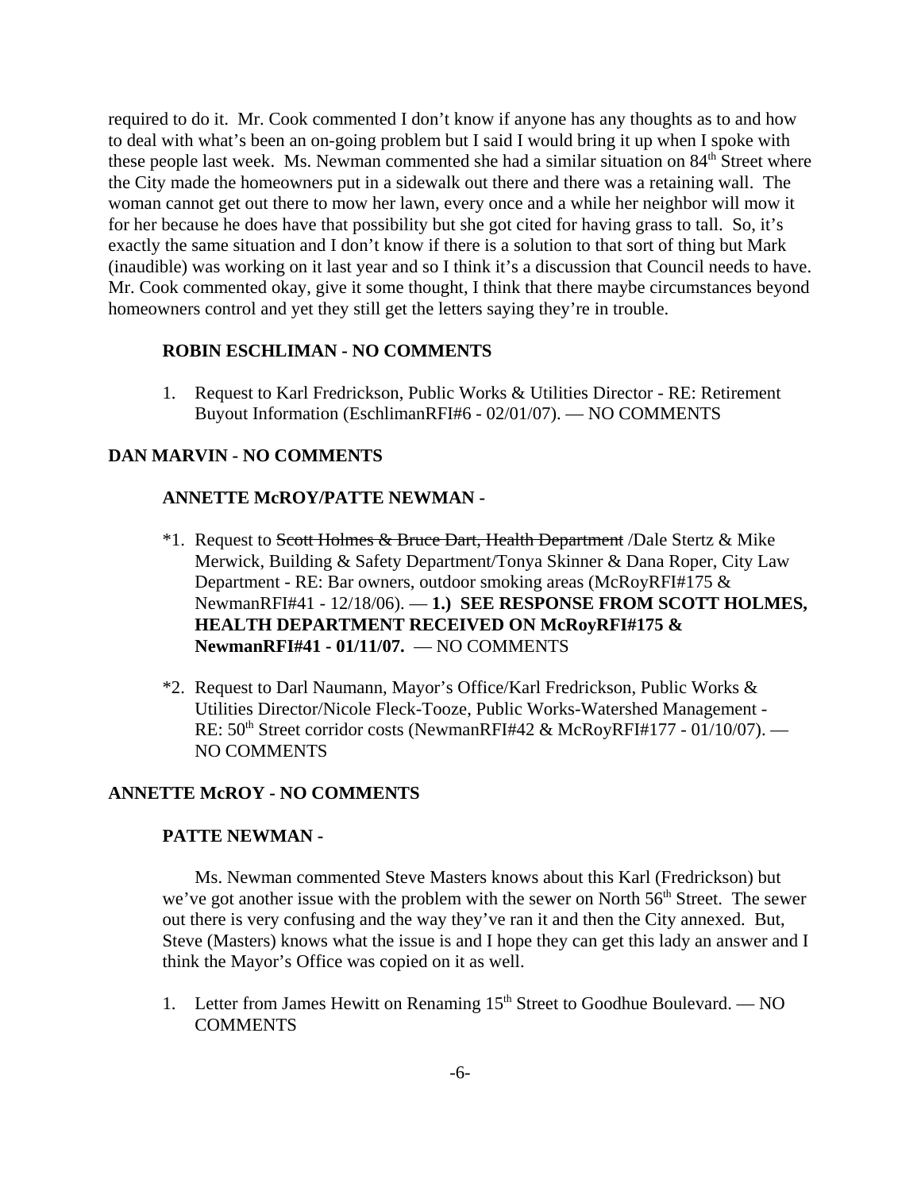required to do it. Mr. Cook commented I don't know if anyone has any thoughts as to and how to deal with what's been an on-going problem but I said I would bring it up when I spoke with these people last week. Ms. Newman commented she had a similar situation on 84th Street where the City made the homeowners put in a sidewalk out there and there was a retaining wall. The woman cannot get out there to mow her lawn, every once and a while her neighbor will mow it for her because he does have that possibility but she got cited for having grass to tall. So, it's exactly the same situation and I don't know if there is a solution to that sort of thing but Mark (inaudible) was working on it last year and so I think it's a discussion that Council needs to have. Mr. Cook commented okay, give it some thought, I think that there maybe circumstances beyond homeowners control and yet they still get the letters saying they're in trouble.

**ROBIN ESCHLIMAN - NO COMMENTS**

1. Request to Karl Fredrickson, Public Works & Utilities Director - RE: Retirement Buyout Information (EschlimanRFI#6 - 02/01/07). — NO COMMENTS

**DAN MARVIN - NO COMMENTS**

**ANNETTE McROY/PATTE NEWMAN -**

*1. Request to ~~Scott Holmes & Bruce Dart, Health Department~~ /Dale Stertz & Mike Merwick, Building & Safety Department/Tonya Skinner & Dana Roper, City Law Department - RE: Bar owners, outdoor smoking areas (McRoyRFI#175 & NewmanRFI#41 - 12/18/06). — **1.) SEE RESPONSE FROM SCOTT HOLMES, HEALTH DEPARTMENT RECEIVED ON McRoyRFI#175 & NewmanRFI#41 - 01/11/07.** — NO COMMENTS

*2. Request to Darl Naumann, Mayor's Office/Karl Fredrickson, Public Works & Utilities Director/Nicole Fleck-Tooze, Public Works-Watershed Management - RE: 50th Street corridor costs (NewmanRFI#42 & McRoyRFI#177 - 01/10/07). — NO COMMENTS

**ANNETTE McROY - NO COMMENTS**

**PATTE NEWMAN -**

Ms. Newman commented Steve Masters knows about this Karl (Fredrickson) but we've got another issue with the problem with the sewer on North 56th Street. The sewer out there is very confusing and the way they've ran it and then the City annexed. But, Steve (Masters) knows what the issue is and I hope they can get this lady an answer and I think the Mayor's Office was copied on it as well.

1. Letter from James Hewitt on Renaming 15th Street to Goodhue Boulevard. — NO COMMENTS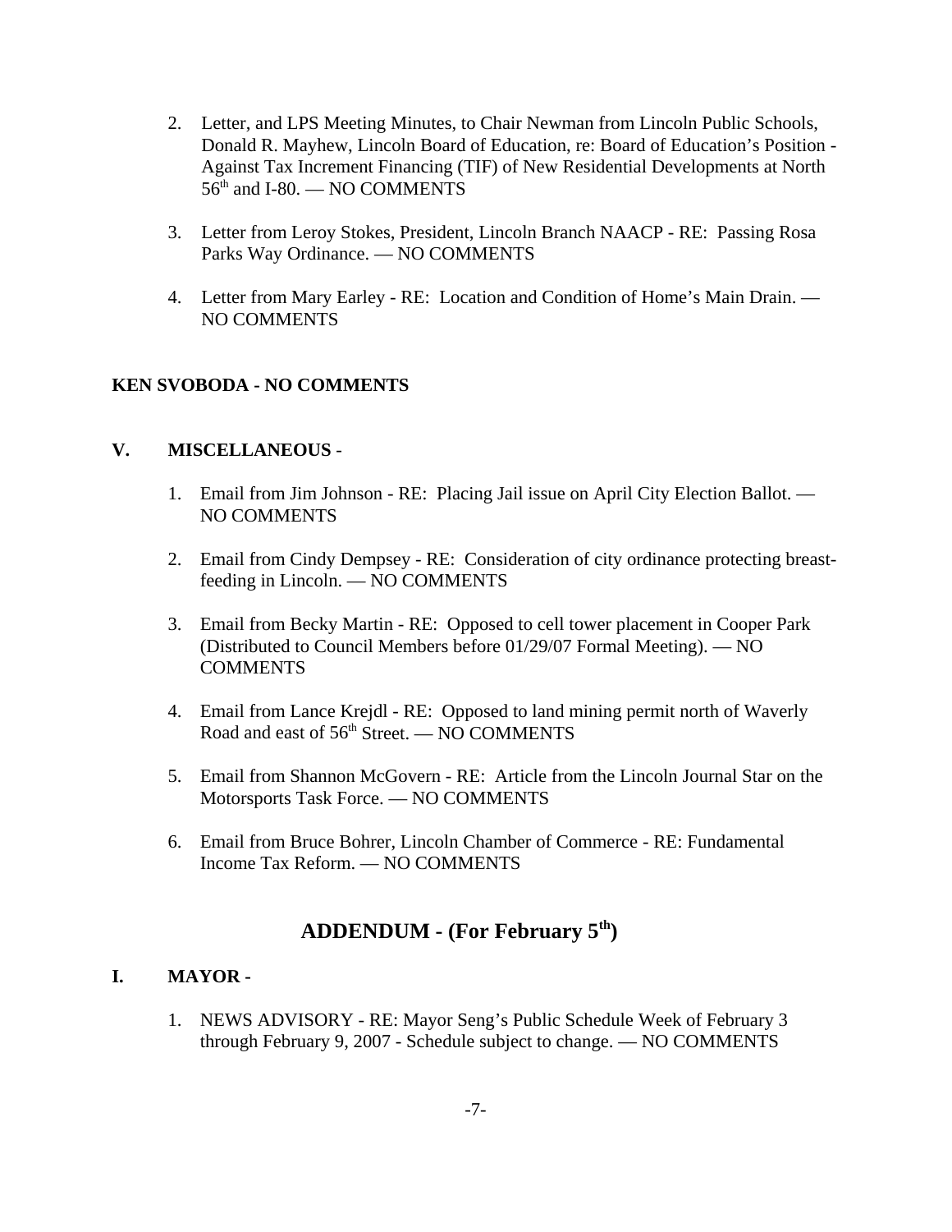2. Letter, and LPS Meeting Minutes, to Chair Newman from Lincoln Public Schools, Donald R. Mayhew, Lincoln Board of Education, re: Board of Education's Position - Against Tax Increment Financing (TIF) of New Residential Developments at North 56th and I-80. — NO COMMENTS

3. Letter from Leroy Stokes, President, Lincoln Branch NAACP - RE: Passing Rosa Parks Way Ordinance. — NO COMMENTS

4. Letter from Mary Earley - RE: Location and Condition of Home's Main Drain. — NO COMMENTS

**KEN SVOBODA - NO COMMENTS**

**V. MISCELLANEOUS** -

1. Email from Jim Johnson - RE: Placing Jail issue on April City Election Ballot. — NO COMMENTS

2. Email from Cindy Dempsey - RE: Consideration of city ordinance protecting breast-feeding in Lincoln. — NO COMMENTS

3. Email from Becky Martin - RE: Opposed to cell tower placement in Cooper Park (Distributed to Council Members before 01/29/07 Formal Meeting). — NO COMMENTS

4. Email from Lance Krejdl - RE: Opposed to land mining permit north of Waverly Road and east of 56th Street. — NO COMMENTS

5. Email from Shannon McGovern - RE: Article from the Lincoln Journal Star on the Motorsports Task Force. — NO COMMENTS

6. Email from Bruce Bohrer, Lincoln Chamber of Commerce - RE: Fundamental Income Tax Reform. — NO COMMENTS

## ADDENDUM - (For February 5th)

**I. MAYOR -**

1. NEWS ADVISORY - RE: Mayor Seng's Public Schedule Week of February 3 through February 9, 2007 - Schedule subject to change. — NO COMMENTS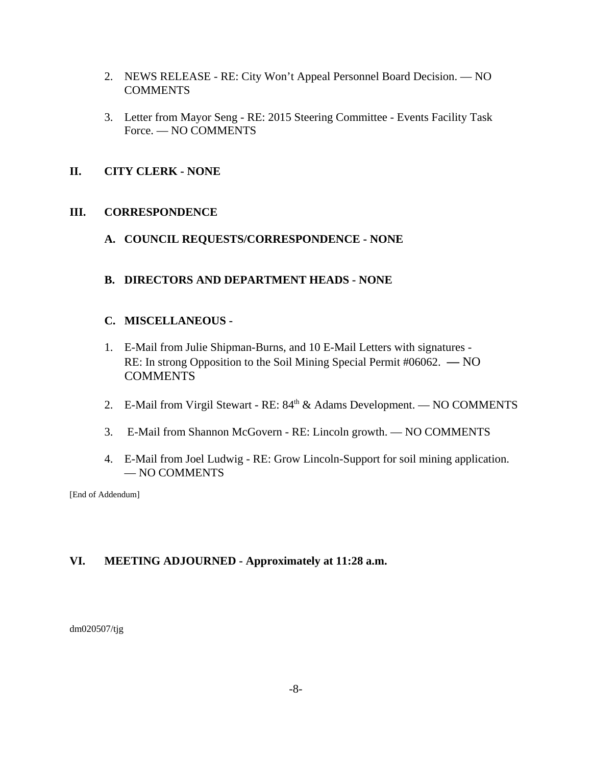2. NEWS RELEASE - RE: City Won't Appeal Personnel Board Decision. — NO COMMENTS

3. Letter from Mayor Seng - RE: 2015 Steering Committee - Events Facility Task Force. — NO COMMENTS

## II. CITY CLERK - NONE

## III. CORRESPONDENCE

### A. COUNCIL REQUESTS/CORRESPONDENCE - NONE

### B. DIRECTORS AND DEPARTMENT HEADS - NONE

### C. MISCELLANEOUS -

1. E-Mail from Julie Shipman-Burns, and 10 E-Mail Letters with signatures - RE: In strong Opposition to the Soil Mining Special Permit #06062. — NO COMMENTS

2. E-Mail from Virgil Stewart - RE: 84th & Adams Development. — NO COMMENTS

3. E-Mail from Shannon McGovern - RE: Lincoln growth. — NO COMMENTS

4. E-Mail from Joel Ludwig - RE: Grow Lincoln-Support for soil mining application. — NO COMMENTS

[End of Addendum]

## VI. MEETING ADJOURNED - Approximately at 11:28 a.m.

dm020507/tjg